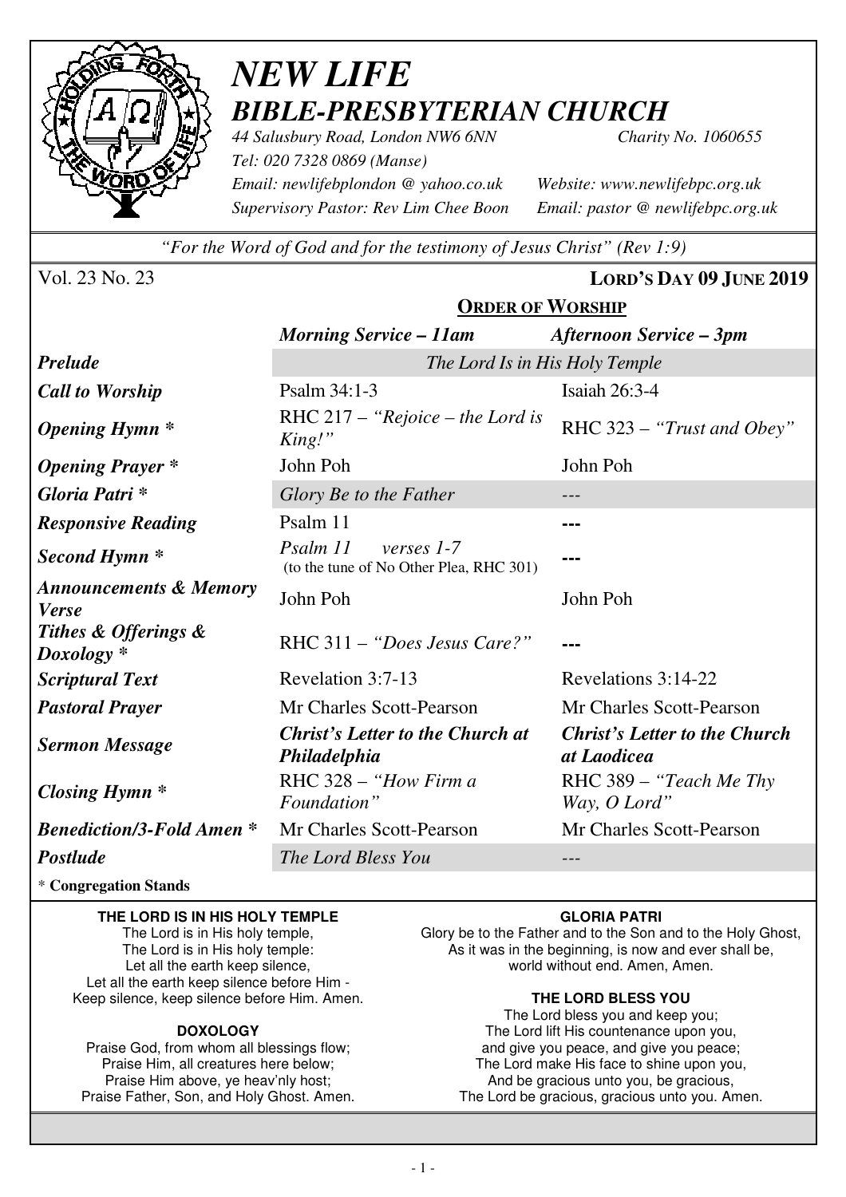# *NEW LIFE*
## *BIBLE-PRESBYTERIAN CHURCH*

*44 Salusbury Road, London NW6 6NN* *Charity No. 1060655*
*Tel: 020 7328 0869 (Manse)*
*Email: newlifebplondon @ yahoo.co.uk* *Website: www.newlifebpc.org.uk*
*Supervisory Pastor: Rev Lim Chee Boon* *Email: pastor @ newlifebpc.org.uk*

*"For the Word of God and for the testimony of Jesus Christ" (Rev 1:9)*

Vol. 23 No. 23 **LORD'S DAY 09 JUNE 2019**

**ORDER OF WORSHIP**

| | ***Morning Service – 11am*** | ***Afternoon Service – 3pm*** |
|---|---|---|
| ***Prelude*** | *The Lord Is in His Holy Temple* | |
| ***Call to Worship*** | Psalm 34:1-3 | Isaiah 26:3-4 |
| ***Opening Hymn **** | RHC 217 – *"Rejoice – the Lord is King!"* | RHC 323 – *"Trust and Obey"* |
| ***Opening Prayer **** | John Poh | John Poh |
| ***Gloria Patri **** | *Glory Be to the Father* | --- |
| ***Responsive Reading*** | Psalm 11 | **---** |
| ***Second Hymn **** | *Psalm 11 verses 1-7* (to the tune of No Other Plea, RHC 301) | **---** |
| ***Announcements & Memory Verse*** | John Poh | John Poh |
| ***Tithes & Offerings & Doxology **** | RHC 311 – *"Does Jesus Care?"* | **---** |
| ***Scriptural Text*** | Revelation 3:7-13 | Revelations 3:14-22 |
| ***Pastoral Prayer*** | Mr Charles Scott-Pearson | Mr Charles Scott-Pearson |
| ***Sermon Message*** | ***Christ's Letter to the Church at Philadelphia*** | ***Christ's Letter to the Church at Laodicea*** |
| ***Closing Hymn **** | RHC 328 – *"How Firm a Foundation"* | RHC 389 – *"Teach Me Thy Way, O Lord"* |
| ***Benediction/3-Fold Amen **** | Mr Charles Scott-Pearson | Mr Charles Scott-Pearson |
| ***Postlude*** | *The Lord Bless You* | --- |

\* **Congregation Stands**

**THE LORD IS IN HIS HOLY TEMPLE**

The Lord is in His holy temple,
The Lord is in His holy temple:
Let all the earth keep silence,
Let all the earth keep silence before Him -
Keep silence, keep silence before Him. Amen.

**DOXOLOGY**

Praise God, from whom all blessings flow;
Praise Him, all creatures here below;
Praise Him above, ye heav'nly host;
Praise Father, Son, and Holy Ghost. Amen.

**GLORIA PATRI**

Glory be to the Father and to the Son and to the Holy Ghost,
As it was in the beginning, is now and ever shall be,
world without end. Amen, Amen.

**THE LORD BLESS YOU**

The Lord bless you and keep you;
The Lord lift His countenance upon you,
and give you peace, and give you peace;
The Lord make His face to shine upon you,
And be gracious unto you, be gracious,
The Lord be gracious, gracious unto you. Amen.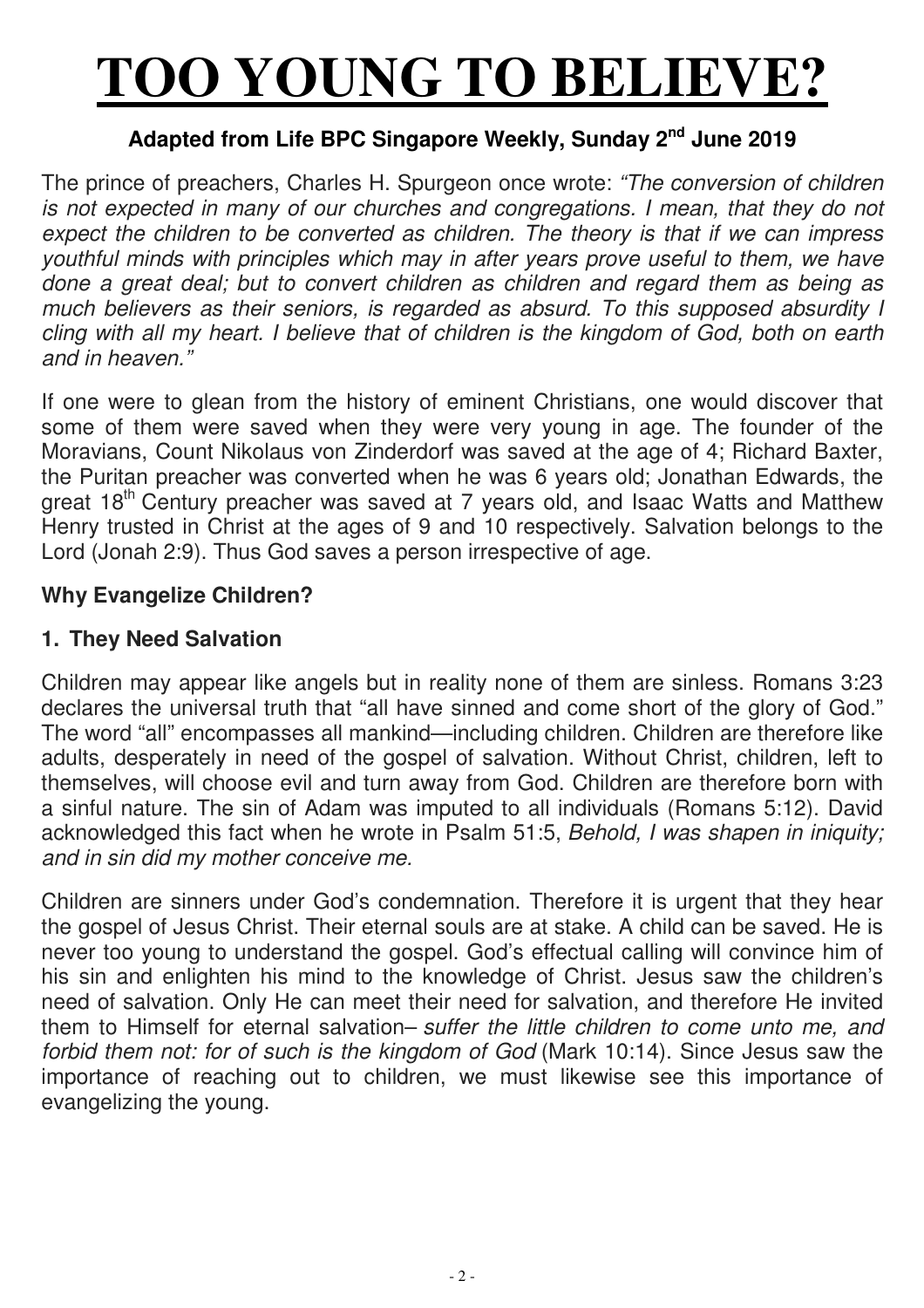# TOO YOUNG TO BELIEVE?

**Adapted from Life BPC Singapore Weekly, Sunday 2nd June 2019**

The prince of preachers, Charles H. Spurgeon once wrote: *"The conversion of children is not expected in many of our churches and congregations. I mean, that they do not expect the children to be converted as children. The theory is that if we can impress youthful minds with principles which may in after years prove useful to them, we have done a great deal; but to convert children as children and regard them as being as much believers as their seniors, is regarded as absurd. To this supposed absurdity I cling with all my heart. I believe that of children is the kingdom of God, both on earth and in heaven."*

If one were to glean from the history of eminent Christians, one would discover that some of them were saved when they were very young in age. The founder of the Moravians, Count Nikolaus von Zinderdorf was saved at the age of 4; Richard Baxter, the Puritan preacher was converted when he was 6 years old; Jonathan Edwards, the great 18th Century preacher was saved at 7 years old, and Isaac Watts and Matthew Henry trusted in Christ at the ages of 9 and 10 respectively. Salvation belongs to the Lord (Jonah 2:9). Thus God saves a person irrespective of age.

**Why Evangelize Children?**

**1. They Need Salvation**

Children may appear like angels but in reality none of them are sinless. Romans 3:23 declares the universal truth that "all have sinned and come short of the glory of God." The word "all" encompasses all mankind—including children. Children are therefore like adults, desperately in need of the gospel of salvation. Without Christ, children, left to themselves, will choose evil and turn away from God. Children are therefore born with a sinful nature. The sin of Adam was imputed to all individuals (Romans 5:12). David acknowledged this fact when he wrote in Psalm 51:5, *Behold, I was shapen in iniquity; and in sin did my mother conceive me.*

Children are sinners under God's condemnation. Therefore it is urgent that they hear the gospel of Jesus Christ. Their eternal souls are at stake. A child can be saved. He is never too young to understand the gospel. God's effectual calling will convince him of his sin and enlighten his mind to the knowledge of Christ. Jesus saw the children's need of salvation. Only He can meet their need for salvation, and therefore He invited them to Himself for eternal salvation– *suffer the little children to come unto me, and forbid them not: for of such is the kingdom of God* (Mark 10:14). Since Jesus saw the importance of reaching out to children, we must likewise see this importance of evangelizing the young.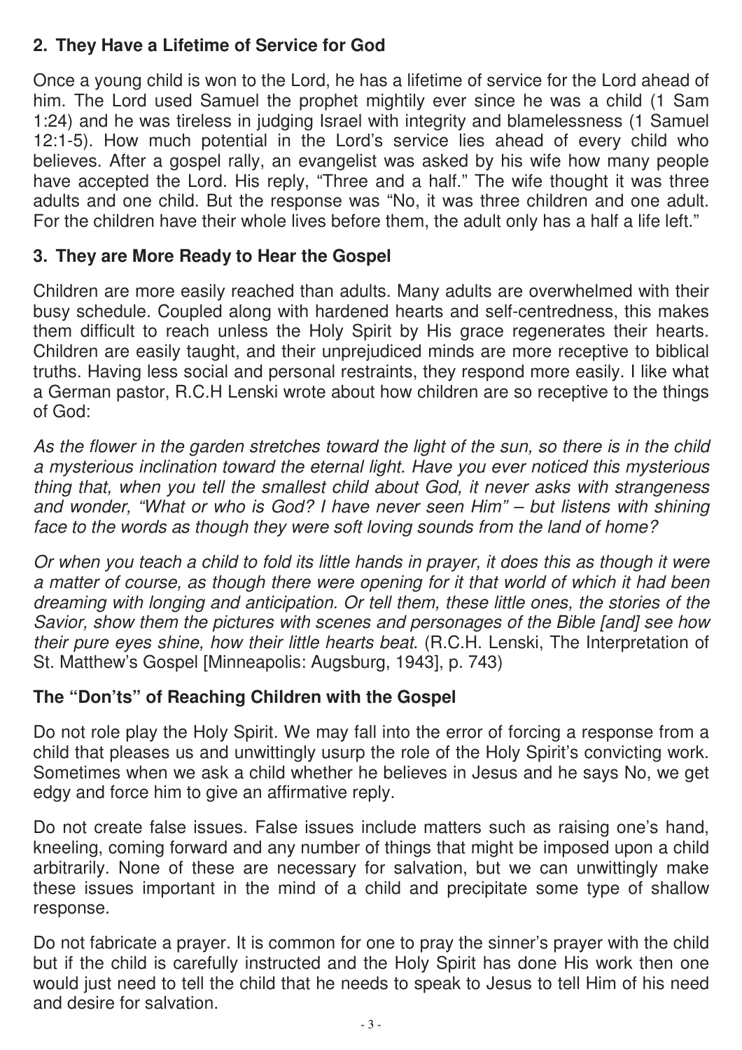### 2. They Have a Lifetime of Service for God

Once a young child is won to the Lord, he has a lifetime of service for the Lord ahead of him. The Lord used Samuel the prophet mightily ever since he was a child (1 Sam 1:24) and he was tireless in judging Israel with integrity and blamelessness (1 Samuel 12:1-5). How much potential in the Lord's service lies ahead of every child who believes. After a gospel rally, an evangelist was asked by his wife how many people have accepted the Lord. His reply, "Three and a half." The wife thought it was three adults and one child. But the response was "No, it was three children and one adult. For the children have their whole lives before them, the adult only has a half a life left."

### 3. They are More Ready to Hear the Gospel

Children are more easily reached than adults. Many adults are overwhelmed with their busy schedule. Coupled along with hardened hearts and self-centredness, this makes them difficult to reach unless the Holy Spirit by His grace regenerates their hearts. Children are easily taught, and their unprejudiced minds are more receptive to biblical truths. Having less social and personal restraints, they respond more easily. I like what a German pastor, R.C.H Lenski wrote about how children are so receptive to the things of God:

*As the flower in the garden stretches toward the light of the sun, so there is in the child a mysterious inclination toward the eternal light. Have you ever noticed this mysterious thing that, when you tell the smallest child about God, it never asks with strangeness and wonder, "What or who is God? I have never seen Him" – but listens with shining face to the words as though they were soft loving sounds from the land of home?*

*Or when you teach a child to fold its little hands in prayer, it does this as though it were a matter of course, as though there were opening for it that world of which it had been dreaming with longing and anticipation. Or tell them, these little ones, the stories of the Savior, show them the pictures with scenes and personages of the Bible [and] see how their pure eyes shine, how their little hearts beat*. (R.C.H. Lenski, The Interpretation of St. Matthew's Gospel [Minneapolis: Augsburg, 1943], p. 743)

### The "Don'ts" of Reaching Children with the Gospel

Do not role play the Holy Spirit. We may fall into the error of forcing a response from a child that pleases us and unwittingly usurp the role of the Holy Spirit's convicting work. Sometimes when we ask a child whether he believes in Jesus and he says No, we get edgy and force him to give an affirmative reply.

Do not create false issues. False issues include matters such as raising one's hand, kneeling, coming forward and any number of things that might be imposed upon a child arbitrarily. None of these are necessary for salvation, but we can unwittingly make these issues important in the mind of a child and precipitate some type of shallow response.

Do not fabricate a prayer. It is common for one to pray the sinner's prayer with the child but if the child is carefully instructed and the Holy Spirit has done His work then one would just need to tell the child that he needs to speak to Jesus to tell Him of his need and desire for salvation.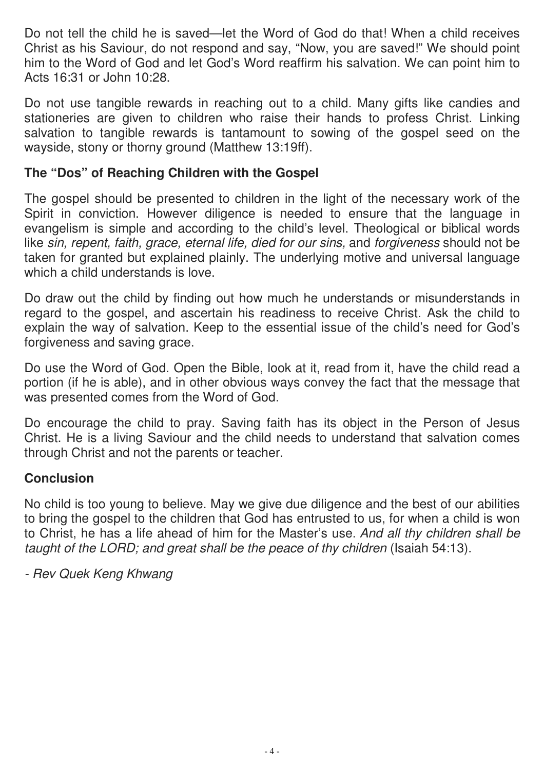Do not tell the child he is saved—let the Word of God do that! When a child receives Christ as his Saviour, do not respond and say, "Now, you are saved!" We should point him to the Word of God and let God's Word reaffirm his salvation. We can point him to Acts 16:31 or John 10:28.

Do not use tangible rewards in reaching out to a child. Many gifts like candies and stationeries are given to children who raise their hands to profess Christ. Linking salvation to tangible rewards is tantamount to sowing of the gospel seed on the wayside, stony or thorny ground (Matthew 13:19ff).

## The "Dos" of Reaching Children with the Gospel

The gospel should be presented to children in the light of the necessary work of the Spirit in conviction. However diligence is needed to ensure that the language in evangelism is simple and according to the child's level. Theological or biblical words like *sin, repent, faith, grace, eternal life, died for our sins,* and *forgiveness* should not be taken for granted but explained plainly. The underlying motive and universal language which a child understands is love.

Do draw out the child by finding out how much he understands or misunderstands in regard to the gospel, and ascertain his readiness to receive Christ. Ask the child to explain the way of salvation. Keep to the essential issue of the child's need for God's forgiveness and saving grace.

Do use the Word of God. Open the Bible, look at it, read from it, have the child read a portion (if he is able), and in other obvious ways convey the fact that the message that was presented comes from the Word of God.

Do encourage the child to pray. Saving faith has its object in the Person of Jesus Christ. He is a living Saviour and the child needs to understand that salvation comes through Christ and not the parents or teacher.

## Conclusion

No child is too young to believe. May we give due diligence and the best of our abilities to bring the gospel to the children that God has entrusted to us, for when a child is won to Christ, he has a life ahead of him for the Master's use. *And all thy children shall be taught of the LORD; and great shall be the peace of thy children* (Isaiah 54:13).

*- Rev Quek Keng Khwang*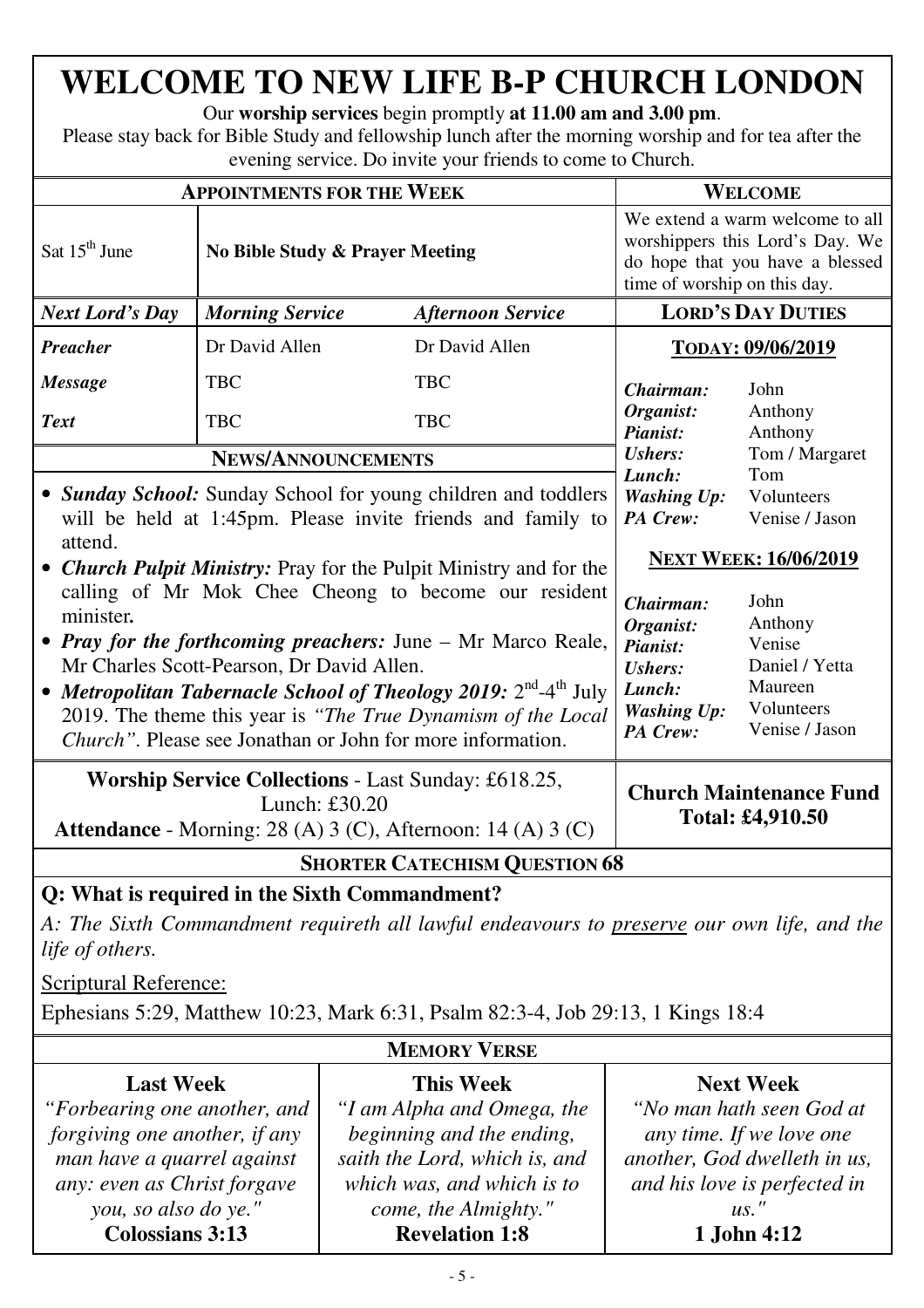# WELCOME TO NEW LIFE B-P CHURCH LONDON

Our **worship services** begin promptly **at 11.00 am and 3.00 pm**.
Please stay back for Bible Study and fellowship lunch after the morning worship and for tea after the evening service. Do invite your friends to come to Church.

## APPOINTMENTS FOR THE WEEK

| | | |
|---|---|---|
| Sat 15th June | **No Bible Study & Prayer Meeting** | |
| ***Next Lord's Day*** | ***Morning Service*** | ***Afternoon Service*** |
| ***Preacher*** | Dr David Allen | Dr David Allen |
| ***Message*** | TBC | TBC |
| ***Text*** | TBC | TBC |

## NEWS/ANNOUNCEMENTS

- ***Sunday School:*** Sunday School for young children and toddlers will be held at 1:45pm. Please invite friends and family to attend.
- ***Church Pulpit Ministry:*** Pray for the Pulpit Ministry and for the calling of Mr Mok Chee Cheong to become our resident minister**.**
- ***Pray for the forthcoming preachers:*** June – Mr Marco Reale, Mr Charles Scott-Pearson, Dr David Allen.
- ***Metropolitan Tabernacle School of Theology 2019:*** 2nd-4th July 2019. The theme this year is *"The True Dynamism of the Local Church"*. Please see Jonathan or John for more information.

## WELCOME

We extend a warm welcome to all worshippers this Lord's Day. We do hope that you have a blessed time of worship on this day.

## LORD'S DAY DUTIES

**TODAY: 09/06/2019**

| | |
|---|---|
| ***Chairman:*** | John |
| ***Organist:*** | Anthony |
| ***Pianist:*** | Anthony |
| ***Ushers:*** | Tom / Margaret |
| ***Lunch:*** | Tom |
| ***Washing Up:*** | Volunteers |
| ***PA Crew:*** | Venise / Jason |

**NEXT WEEK: 16/06/2019**

| | |
|---|---|
| ***Chairman:*** | John |
| ***Organist:*** | Anthony |
| ***Pianist:*** | Venise |
| ***Ushers:*** | Daniel / Yetta |
| ***Lunch:*** | Maureen |
| ***Washing Up:*** | Volunteers |
| ***PA Crew:*** | Venise / Jason |

**Worship Service Collections** - Last Sunday: £618.25, Lunch: £30.20
**Attendance** - Morning: 28 (A) 3 (C), Afternoon: 14 (A) 3 (C)

**Church Maintenance Fund Total: £4,910.50**

## SHORTER CATECHISM QUESTION 68

**Q: What is required in the Sixth Commandment?**

*A: The Sixth Commandment requireth all lawful endeavours to preserve our own life, and the life of others.*

Scriptural Reference:

Ephesians 5:29, Matthew 10:23, Mark 6:31, Psalm 82:3-4, Job 29:13, 1 Kings 18:4

## MEMORY VERSE

**Last Week**
*"Forbearing one another, and forgiving one another, if any man have a quarrel against any: even as Christ forgave you, so also do ye."*
**Colossians 3:13**

**This Week**
*"I am Alpha and Omega, the beginning and the ending, saith the Lord, which is, and which was, and which is to come, the Almighty."*
**Revelation 1:8**

**Next Week**
*"No man hath seen God at any time. If we love one another, God dwelleth in us, and his love is perfected in us."*
**1 John 4:12**